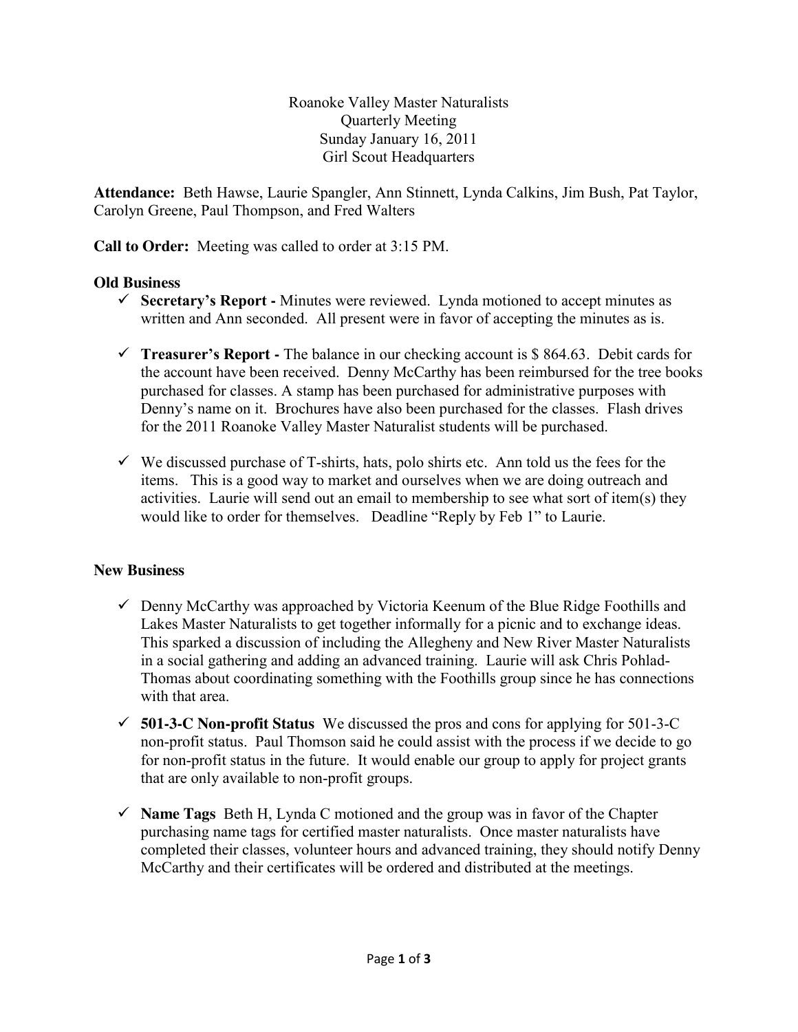Roanoke Valley Master Naturalists
Quarterly Meeting
Sunday January 16, 2011
Girl Scout Headquarters

**Attendance:** Beth Hawse, Laurie Spangler, Ann Stinnett, Lynda Calkins, Jim Bush, Pat Taylor, Carolyn Greene, Paul Thompson, and Fred Walters

**Call to Order:** Meeting was called to order at 3:15 PM.

**Old Business**

- ✓ **Secretary's Report -** Minutes were reviewed. Lynda motioned to accept minutes as written and Ann seconded. All present were in favor of accepting the minutes as is.

- ✓ **Treasurer's Report -** The balance in our checking account is $ 864.63. Debit cards for the account have been received. Denny McCarthy has been reimbursed for the tree books purchased for classes. A stamp has been purchased for administrative purposes with Denny's name on it. Brochures have also been purchased for the classes. Flash drives for the 2011 Roanoke Valley Master Naturalist students will be purchased.

- ✓ We discussed purchase of T-shirts, hats, polo shirts etc. Ann told us the fees for the items. This is a good way to market and ourselves when we are doing outreach and activities. Laurie will send out an email to membership to see what sort of item(s) they would like to order for themselves. Deadline "Reply by Feb 1" to Laurie.

**New Business**

- ✓ Denny McCarthy was approached by Victoria Keenum of the Blue Ridge Foothills and Lakes Master Naturalists to get together informally for a picnic and to exchange ideas. This sparked a discussion of including the Allegheny and New River Master Naturalists in a social gathering and adding an advanced training. Laurie will ask Chris Pohlad-Thomas about coordinating something with the Foothills group since he has connections with that area.

- ✓ **501-3-C Non-profit Status** We discussed the pros and cons for applying for 501-3-C non-profit status. Paul Thomson said he could assist with the process if we decide to go for non-profit status in the future. It would enable our group to apply for project grants that are only available to non-profit groups.

- ✓ **Name Tags** Beth H, Lynda C motioned and the group was in favor of the Chapter purchasing name tags for certified master naturalists. Once master naturalists have completed their classes, volunteer hours and advanced training, they should notify Denny McCarthy and their certificates will be ordered and distributed at the meetings.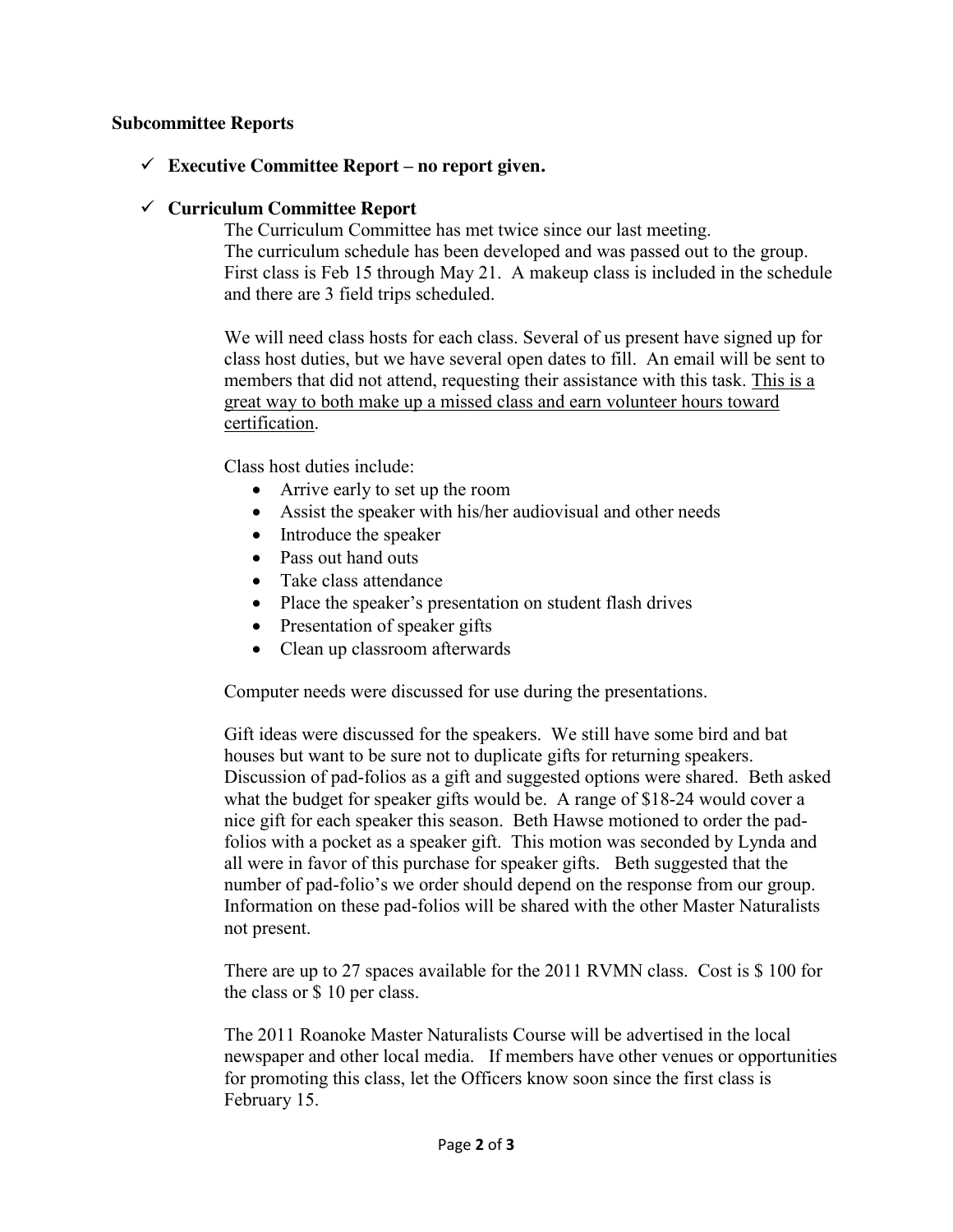**Subcommittee Reports**

- ✓ **Executive Committee Report – no report given.**

- ✓ **Curriculum Committee Report**

  The Curriculum Committee has met twice since our last meeting.
  The curriculum schedule has been developed and was passed out to the group. First class is Feb 15 through May 21. A makeup class is included in the schedule and there are 3 field trips scheduled.

  We will need class hosts for each class. Several of us present have signed up for class host duties, but we have several open dates to fill. An email will be sent to members that did not attend, requesting their assistance with this task. <u>This is a great way to both make up a missed class and earn volunteer hours toward certification</u>.

  Class host duties include:

  - Arrive early to set up the room
  - Assist the speaker with his/her audiovisual and other needs
  - Introduce the speaker
  - Pass out hand outs
  - Take class attendance
  - Place the speaker's presentation on student flash drives
  - Presentation of speaker gifts
  - Clean up classroom afterwards

  Computer needs were discussed for use during the presentations.

  Gift ideas were discussed for the speakers. We still have some bird and bat houses but want to be sure not to duplicate gifts for returning speakers. Discussion of pad-folios as a gift and suggested options were shared. Beth asked what the budget for speaker gifts would be. A range of $18-24 would cover a nice gift for each speaker this season. Beth Hawse motioned to order the pad-folios with a pocket as a speaker gift. This motion was seconded by Lynda and all were in favor of this purchase for speaker gifts. Beth suggested that the number of pad-folio's we order should depend on the response from our group. Information on these pad-folios will be shared with the other Master Naturalists not present.

  There are up to 27 spaces available for the 2011 RVMN class. Cost is $ 100 for the class or $ 10 per class.

  The 2011 Roanoke Master Naturalists Course will be advertised in the local newspaper and other local media. If members have other venues or opportunities for promoting this class, let the Officers know soon since the first class is February 15.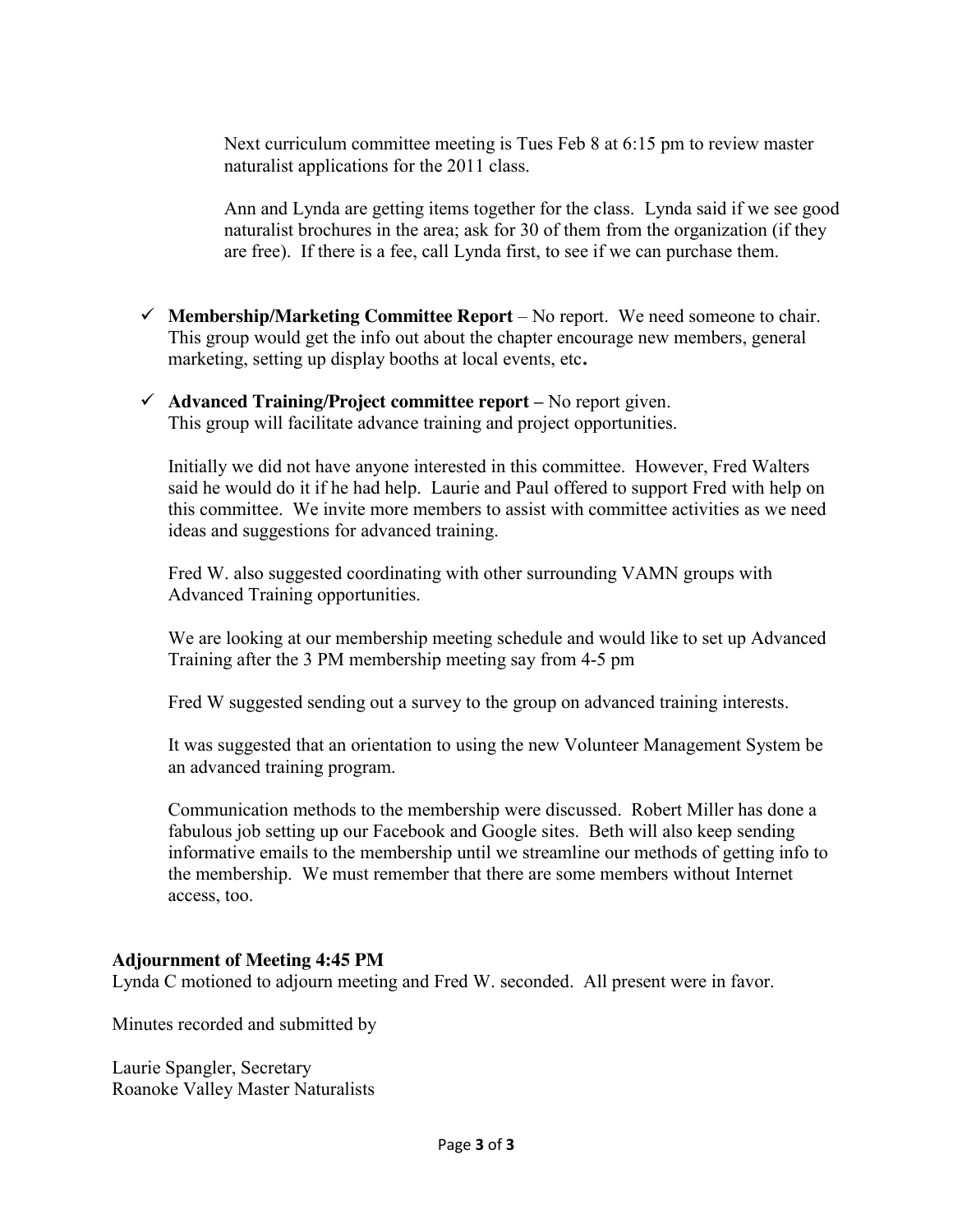Next curriculum committee meeting is Tues Feb 8 at 6:15 pm to review master naturalist applications for the 2011 class.

Ann and Lynda are getting items together for the class. Lynda said if we see good naturalist brochures in the area; ask for 30 of them from the organization (if they are free). If there is a fee, call Lynda first, to see if we can purchase them.

- ✓ **Membership/Marketing Committee Report** – No report. We need someone to chair. This group would get the info out about the chapter encourage new members, general marketing, setting up display booths at local events, etc**.**

- ✓ **Advanced Training/Project committee report –** No report given. This group will facilitate advance training and project opportunities.

  Initially we did not have anyone interested in this committee. However, Fred Walters said he would do it if he had help. Laurie and Paul offered to support Fred with help on this committee. We invite more members to assist with committee activities as we need ideas and suggestions for advanced training.

  Fred W. also suggested coordinating with other surrounding VAMN groups with Advanced Training opportunities.

  We are looking at our membership meeting schedule and would like to set up Advanced Training after the 3 PM membership meeting say from 4-5 pm

  Fred W suggested sending out a survey to the group on advanced training interests.

  It was suggested that an orientation to using the new Volunteer Management System be an advanced training program.

  Communication methods to the membership were discussed. Robert Miller has done a fabulous job setting up our Facebook and Google sites. Beth will also keep sending informative emails to the membership until we streamline our methods of getting info to the membership. We must remember that there are some members without Internet access, too.

**Adjournment of Meeting 4:45 PM**

Lynda C motioned to adjourn meeting and Fred W. seconded. All present were in favor.

Minutes recorded and submitted by

Laurie Spangler, Secretary
Roanoke Valley Master Naturalists